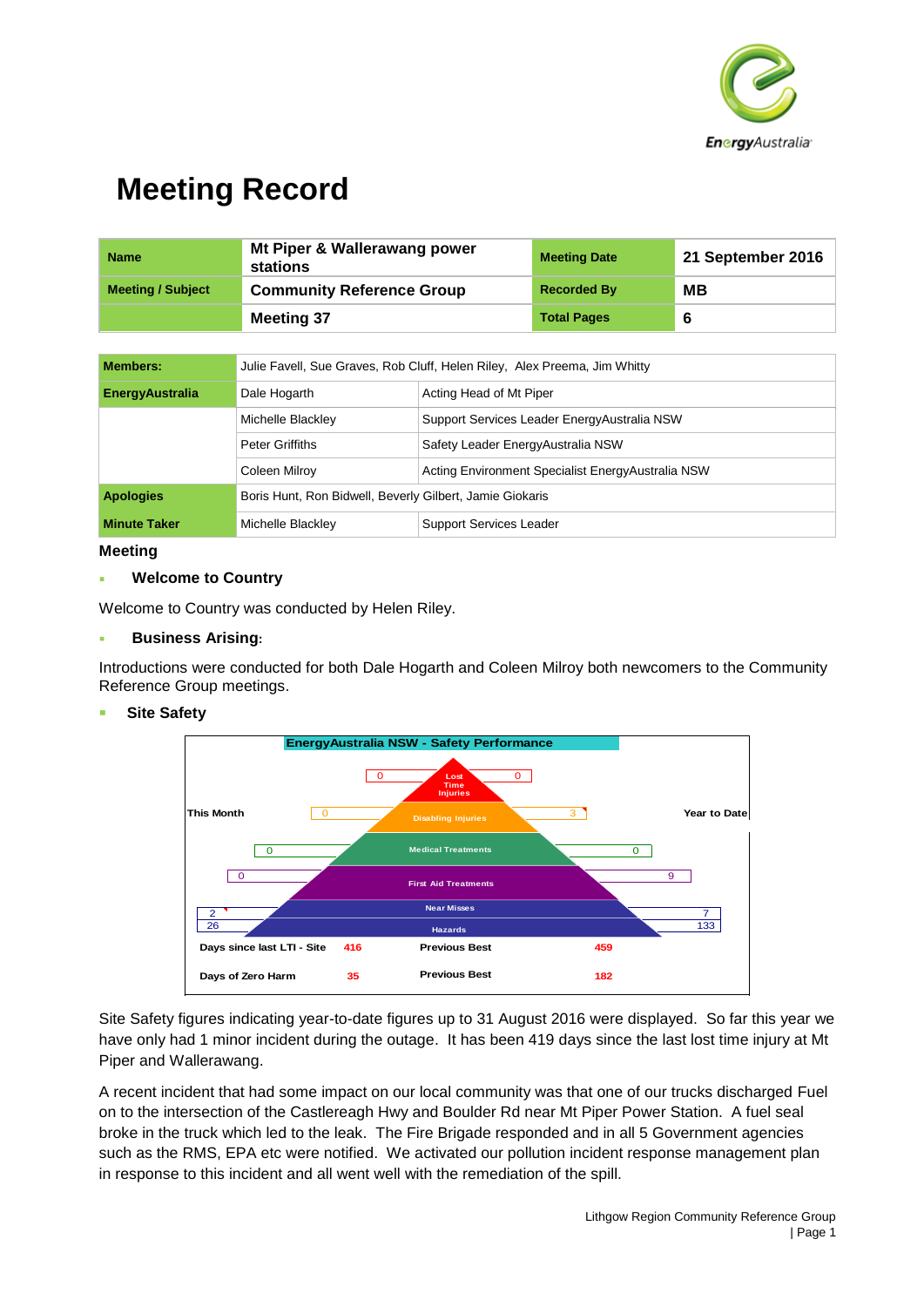# Meeting Record

| Name | Mt Piper & Wallerawang power stations | Meeting Date | 21 September 2016 |
|---|---|---|---|
| Meeting / Subject | Community Reference Group | Recorded By | MB |
| | Meeting 37 | Total Pages | 6 |

| Members: | Julie Favell, Sue Graves, Rob Cluff, Helen Riley, Alex Preema, Jim Whitty | |
|---|---|---|
| EnergyAustralia | Dale Hogarth | Acting Head of Mt Piper |
| | Michelle Blackley | Support Services Leader EnergyAustralia NSW |
| | Peter Griffiths | Safety Leader EnergyAustralia NSW |
| | Coleen Milroy | Acting Environment Specialist EnergyAustralia NSW |
| Apologies | Boris Hunt, Ron Bidwell, Beverly Gilbert, Jamie Giokaris | |
| Minute Taker | Michelle Blackley | Support Services Leader |

**Meeting**

- **Welcome to Country**

Welcome to Country was conducted by Helen Riley.

- **Business Arising:**

Introductions were conducted for both Dale Hogarth and Coleen Milroy both newcomers to the Community Reference Group meetings.

- **Site Safety**

**EnergyAustralia NSW - Safety Performance**

| | This Month | Year to Date |
|---|---|---|
| Lost Time Injuries | 0 | 0 |
| Disabling Injuries | 0 | 3 |
| Medical Treatments | 0 | 0 |
| First Aid Treatments | 0 | 9 |
| Near Misses | 2 | 7 |
| Hazards | 26 | 133 |

| Days since last LTI - Site | 416 | Previous Best | 459 |
|---|---|---|---|
| Days of Zero Harm | 35 | Previous Best | 182 |

Site Safety figures indicating year-to-date figures up to 31 August 2016 were displayed. So far this year we have only had 1 minor incident during the outage. It has been 419 days since the last lost time injury at Mt Piper and Wallerawang.

A recent incident that had some impact on our local community was that one of our trucks discharged Fuel on to the intersection of the Castlereagh Hwy and Boulder Rd near Mt Piper Power Station. A fuel seal broke in the truck which led to the leak. The Fire Brigade responded and in all 5 Government agencies such as the RMS, EPA etc were notified. We activated our pollution incident response management plan in response to this incident and all went well with the remediation of the spill.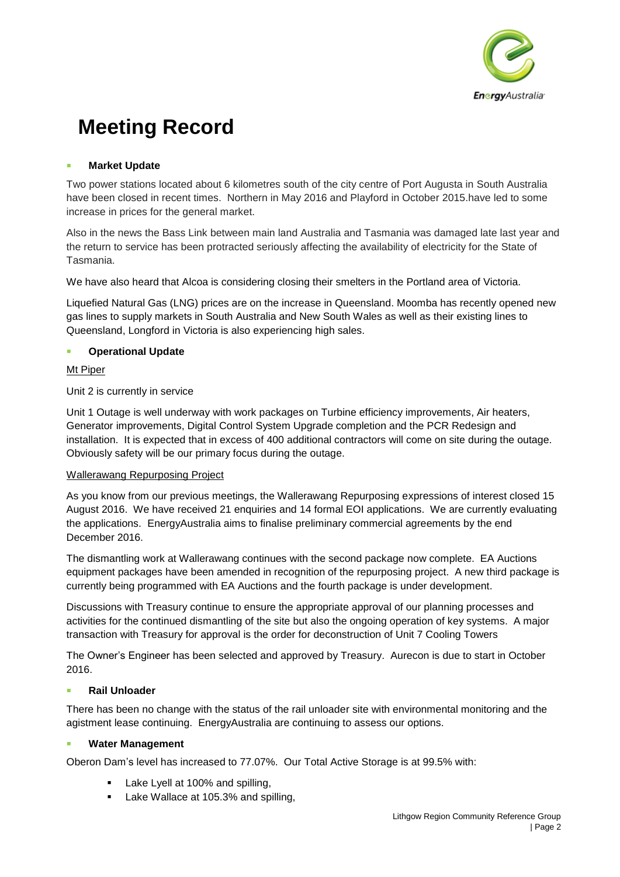# Meeting Record

- **Market Update**

Two power stations located about 6 kilometres south of the city centre of Port Augusta in South Australia have been closed in recent times. Northern in May 2016 and Playford in October 2015.have led to some increase in prices for the general market.

Also in the news the Bass Link between main land Australia and Tasmania was damaged late last year and the return to service has been protracted seriously affecting the availability of electricity for the State of Tasmania.

We have also heard that Alcoa is considering closing their smelters in the Portland area of Victoria.

Liquefied Natural Gas (LNG) prices are on the increase in Queensland. Moomba has recently opened new gas lines to supply markets in South Australia and New South Wales as well as their existing lines to Queensland, Longford in Victoria is also experiencing high sales.

- **Operational Update**

Mt Piper

Unit 2 is currently in service

Unit 1 Outage is well underway with work packages on Turbine efficiency improvements, Air heaters, Generator improvements, Digital Control System Upgrade completion and the PCR Redesign and installation. It is expected that in excess of 400 additional contractors will come on site during the outage. Obviously safety will be our primary focus during the outage.

Wallerawang Repurposing Project

As you know from our previous meetings, the Wallerawang Repurposing expressions of interest closed 15 August 2016. We have received 21 enquiries and 14 formal EOI applications. We are currently evaluating the applications. EnergyAustralia aims to finalise preliminary commercial agreements by the end December 2016.

The dismantling work at Wallerawang continues with the second package now complete. EA Auctions equipment packages have been amended in recognition of the repurposing project. A new third package is currently being programmed with EA Auctions and the fourth package is under development.

Discussions with Treasury continue to ensure the appropriate approval of our planning processes and activities for the continued dismantling of the site but also the ongoing operation of key systems. A major transaction with Treasury for approval is the order for deconstruction of Unit 7 Cooling Towers

The Owner's Engineer has been selected and approved by Treasury. Aurecon is due to start in October 2016.

- **Rail Unloader**

There has been no change with the status of the rail unloader site with environmental monitoring and the agistment lease continuing. EnergyAustralia are continuing to assess our options.

- **Water Management**

Oberon Dam's level has increased to 77.07%. Our Total Active Storage is at 99.5% with:

  - Lake Lyell at 100% and spilling,
  - Lake Wallace at 105.3% and spilling,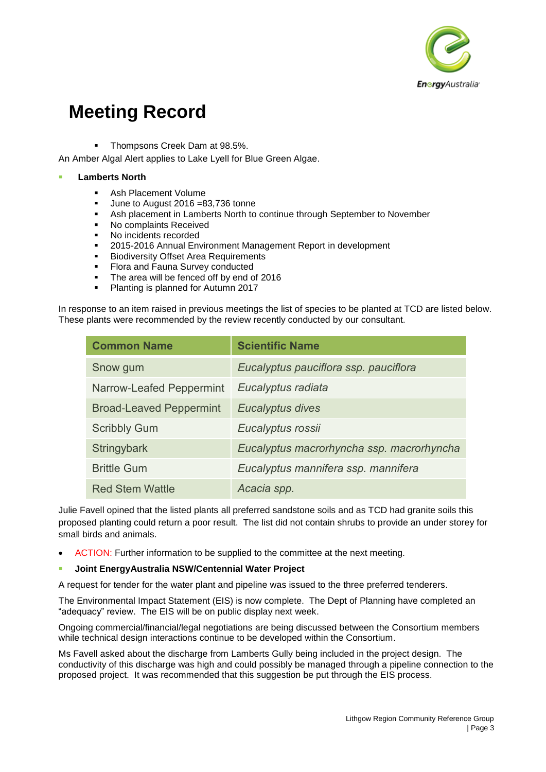# Meeting Record

- Thompsons Creek Dam at 98.5%.

An Amber Algal Alert applies to Lake Lyell for Blue Green Algae.

- **Lamberts North**
  - Ash Placement Volume
  - June to August 2016 =83,736 tonne
  - Ash placement in Lamberts North to continue through September to November
  - No complaints Received
  - No incidents recorded
  - 2015-2016 Annual Environment Management Report in development
  - Biodiversity Offset Area Requirements
  - Flora and Fauna Survey conducted
  - The area will be fenced off by end of 2016
  - Planting is planned for Autumn 2017

In response to an item raised in previous meetings the list of species to be planted at TCD are listed below. These plants were recommended by the review recently conducted by our consultant.

| Common Name | Scientific Name |
| --- | --- |
| Snow gum | *Eucalyptus pauciflora ssp. pauciflora* |
| Narrow-Leafed Peppermint | *Eucalyptus radiata* |
| Broad-Leaved Peppermint | *Eucalyptus dives* |
| Scribbly Gum | *Eucalyptus rossii* |
| Stringybark | *Eucalyptus macrorhyncha ssp. macrorhyncha* |
| Brittle Gum | *Eucalyptus mannifera ssp. mannifera* |
| Red Stem Wattle | *Acacia spp.* |

Julie Favell opined that the listed plants all preferred sandstone soils and as TCD had granite soils this proposed planting could return a poor result. The list did not contain shrubs to provide an under storey for small birds and animals.

- ACTION: Further information to be supplied to the committee at the next meeting.

- **Joint EnergyAustralia NSW/Centennial Water Project**

A request for tender for the water plant and pipeline was issued to the three preferred tenderers.

The Environmental Impact Statement (EIS) is now complete. The Dept of Planning have completed an "adequacy" review. The EIS will be on public display next week.

Ongoing commercial/financial/legal negotiations are being discussed between the Consortium members while technical design interactions continue to be developed within the Consortium.

Ms Favell asked about the discharge from Lamberts Gully being included in the project design. The conductivity of this discharge was high and could possibly be managed through a pipeline connection to the proposed project. It was recommended that this suggestion be put through the EIS process.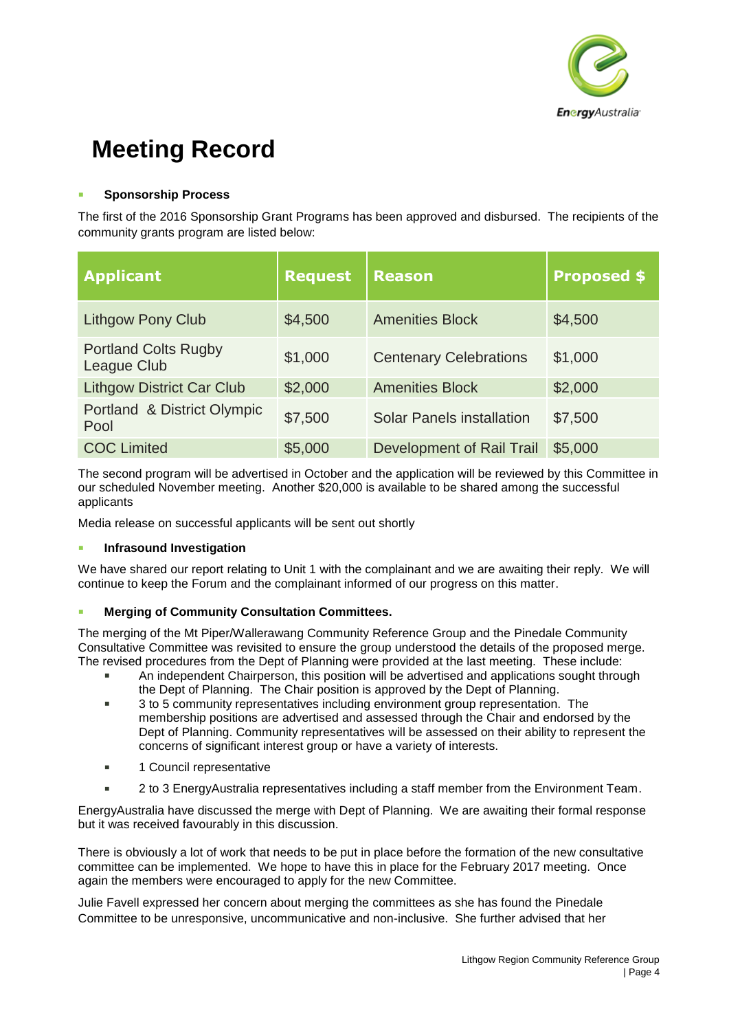# Meeting Record

- **Sponsorship Process**

The first of the 2016 Sponsorship Grant Programs has been approved and disbursed. The recipients of the community grants program are listed below:

| Applicant | Request | Reason | Proposed $ |
|---|---|---|---|
| Lithgow Pony Club | $4,500 | Amenities Block | $4,500 |
| Portland Colts Rugby League Club | $1,000 | Centenary Celebrations | $1,000 |
| Lithgow District Car Club | $2,000 | Amenities Block | $2,000 |
| Portland & District Olympic Pool | $7,500 | Solar Panels installation | $7,500 |
| COC Limited | $5,000 | Development of Rail Trail | $5,000 |

The second program will be advertised in October and the application will be reviewed by this Committee in our scheduled November meeting. Another $20,000 is available to be shared among the successful applicants

Media release on successful applicants will be sent out shortly

- **Infrasound Investigation**

We have shared our report relating to Unit 1 with the complainant and we are awaiting their reply. We will continue to keep the Forum and the complainant informed of our progress on this matter.

- **Merging of Community Consultation Committees.**

The merging of the Mt Piper/Wallerawang Community Reference Group and the Pinedale Community Consultative Committee was revisited to ensure the group understood the details of the proposed merge. The revised procedures from the Dept of Planning were provided at the last meeting. These include:

- An independent Chairperson, this position will be advertised and applications sought through the Dept of Planning. The Chair position is approved by the Dept of Planning.
- 3 to 5 community representatives including environment group representation. The membership positions are advertised and assessed through the Chair and endorsed by the Dept of Planning. Community representatives will be assessed on their ability to represent the concerns of significant interest group or have a variety of interests.
- 1 Council representative
- 2 to 3 EnergyAustralia representatives including a staff member from the Environment Team.

EnergyAustralia have discussed the merge with Dept of Planning. We are awaiting their formal response but it was received favourably in this discussion.

There is obviously a lot of work that needs to be put in place before the formation of the new consultative committee can be implemented. We hope to have this in place for the February 2017 meeting. Once again the members were encouraged to apply for the new Committee.

Julie Favell expressed her concern about merging the committees as she has found the Pinedale Committee to be unresponsive, uncommunicative and non-inclusive. She further advised that her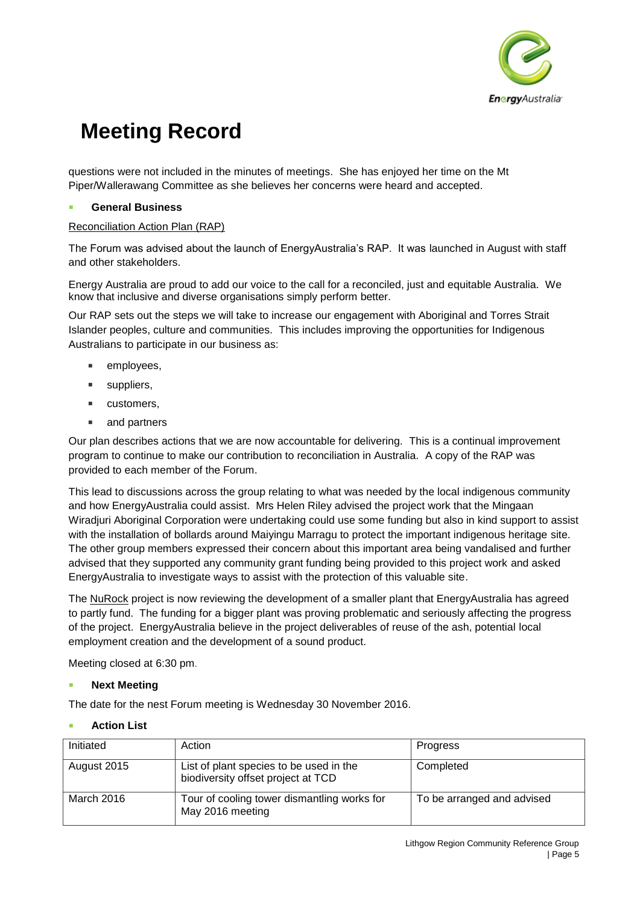# Meeting Record

questions were not included in the minutes of meetings. She has enjoyed her time on the Mt Piper/Wallerawang Committee as she believes her concerns were heard and accepted.

- **General Business**

Reconciliation Action Plan (RAP)

The Forum was advised about the launch of EnergyAustralia's RAP. It was launched in August with staff and other stakeholders.

Energy Australia are proud to add our voice to the call for a reconciled, just and equitable Australia. We know that inclusive and diverse organisations simply perform better.

Our RAP sets out the steps we will take to increase our engagement with Aboriginal and Torres Strait Islander peoples, culture and communities. This includes improving the opportunities for Indigenous Australians to participate in our business as:

- employees,
- suppliers,
- customers,
- and partners

Our plan describes actions that we are now accountable for delivering. This is a continual improvement program to continue to make our contribution to reconciliation in Australia. A copy of the RAP was provided to each member of the Forum.

This lead to discussions across the group relating to what was needed by the local indigenous community and how EnergyAustralia could assist. Mrs Helen Riley advised the project work that the Mingaan Wiradjuri Aboriginal Corporation were undertaking could use some funding but also in kind support to assist with the installation of bollards around Maiyingu Marragu to protect the important indigenous heritage site. The other group members expressed their concern about this important area being vandalised and further advised that they supported any community grant funding being provided to this project work and asked EnergyAustralia to investigate ways to assist with the protection of this valuable site.

The NuRock project is now reviewing the development of a smaller plant that EnergyAustralia has agreed to partly fund. The funding for a bigger plant was proving problematic and seriously affecting the progress of the project. EnergyAustralia believe in the project deliverables of reuse of the ash, potential local employment creation and the development of a sound product.

Meeting closed at 6:30 pm.

- **Next Meeting**

The date for the nest Forum meeting is Wednesday 30 November 2016.

- **Action List**

| Initiated | Action | Progress |
|---|---|---|
| August 2015 | List of plant species to be used in the biodiversity offset project at TCD | Completed |
| March 2016 | Tour of cooling tower dismantling works for May 2016 meeting | To be arranged and advised |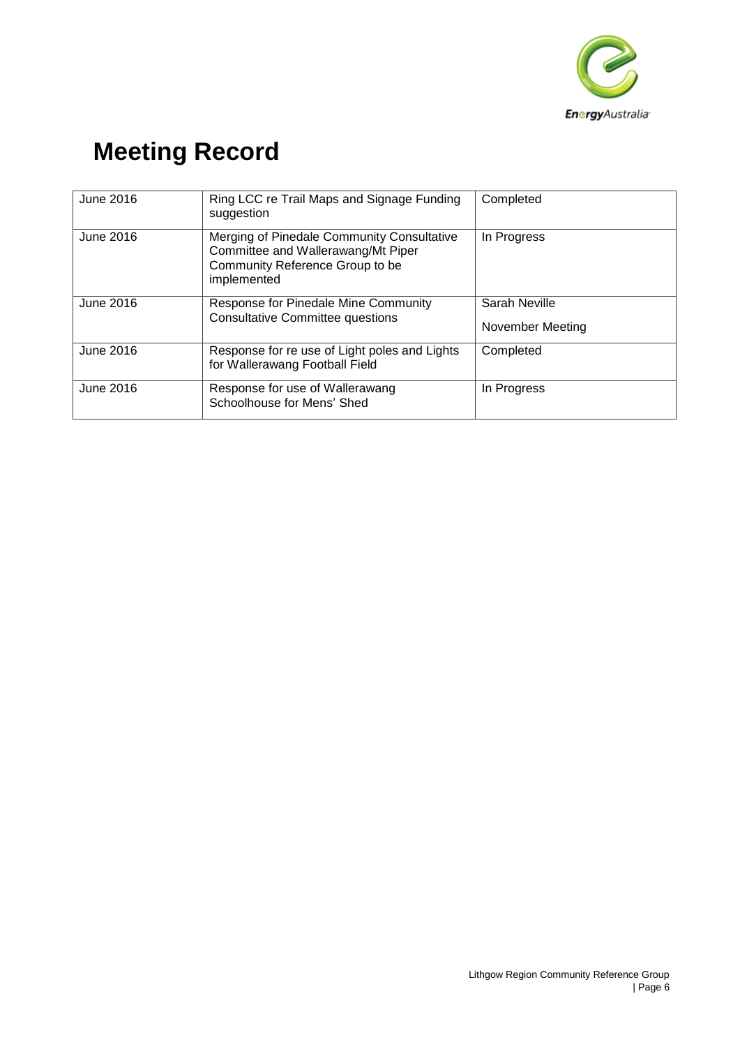# Meeting Record

| | | |
|---|---|---|
| June 2016 | Ring LCC re Trail Maps and Signage Funding suggestion | Completed |
| June 2016 | Merging of Pinedale Community Consultative Committee and Wallerawang/Mt Piper Community Reference Group to be implemented | In Progress |
| June 2016 | Response for Pinedale Mine Community Consultative Committee questions | Sarah Neville<br><br>November Meeting |
| June 2016 | Response for re use of Light poles and Lights for Wallerawang Football Field | Completed |
| June 2016 | Response for use of Wallerawang Schoolhouse for Mens' Shed | In Progress |